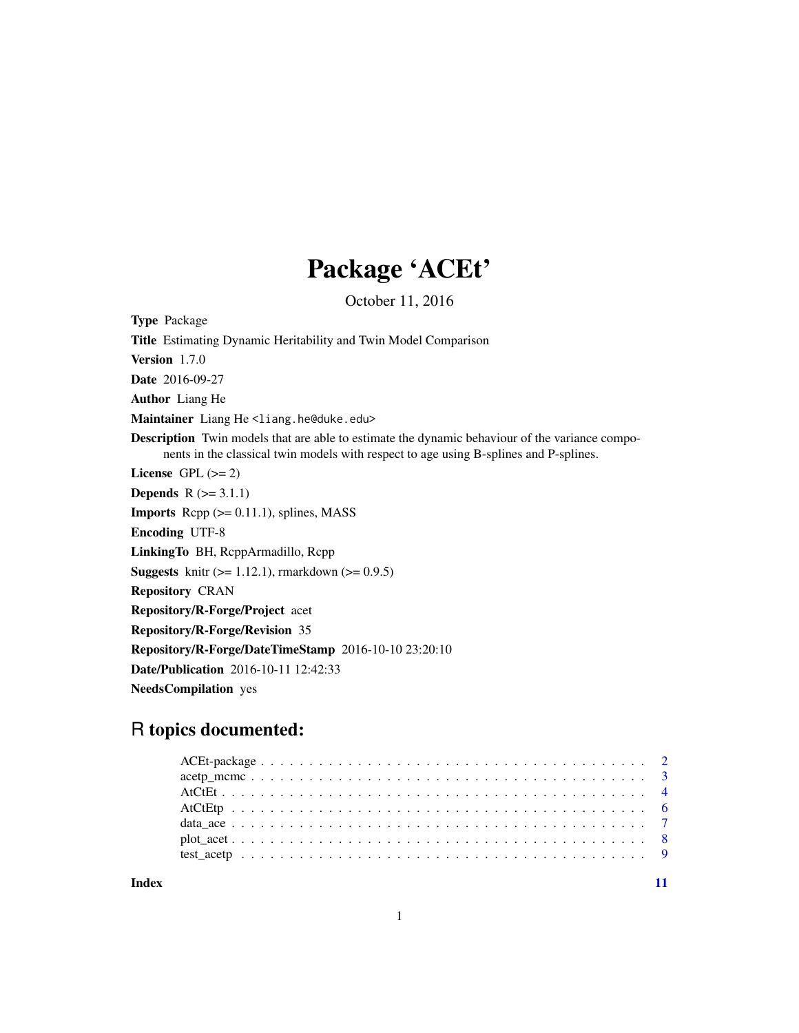# Package 'ACEt'

October 11, 2016

**Type** Package

**Title** Estimating Dynamic Heritability and Twin Model Comparison

**Version** 1.7.0

**Date** 2016-09-27

**Author** Liang He

**Maintainer** Liang He <liang.he@duke.edu>

**Description** Twin models that are able to estimate the dynamic behaviour of the variance components in the classical twin models with respect to age using B-splines and P-splines.

**License** GPL (>= 2)

**Depends** R (>= 3.1.1)

**Imports** Rcpp (>= 0.11.1), splines, MASS

**Encoding** UTF-8

**LinkingTo** BH, RcppArmadillo, Rcpp

**Suggests** knitr (>= 1.12.1), rmarkdown (>= 0.9.5)

**Repository** CRAN

**Repository/R-Forge/Project** acet

**Repository/R-Forge/Revision** 35

**Repository/R-Forge/DateTimeStamp** 2016-10-10 23:20:10

**Date/Publication** 2016-10-11 12:42:33

**NeedsCompilation** yes

## R topics documented:

- ACEt-package . . . . . . . . . . . . . . . . . . . . . . . . . . . . . . . . . . . . 2
- acetp_mcmc . . . . . . . . . . . . . . . . . . . . . . . . . . . . . . . . . . . . 3
- AtCtEt . . . . . . . . . . . . . . . . . . . . . . . . . . . . . . . . . . . . 4
- AtCtEtp . . . . . . . . . . . . . . . . . . . . . . . . . . . . . . . . . . . . 6
- data_ace . . . . . . . . . . . . . . . . . . . . . . . . . . . . . . . . . . . . 7
- plot_acet . . . . . . . . . . . . . . . . . . . . . . . . . . . . . . . . . . . . 8
- test_acetp . . . . . . . . . . . . . . . . . . . . . . . . . . . . . . . . . . . . 9

**Index** 11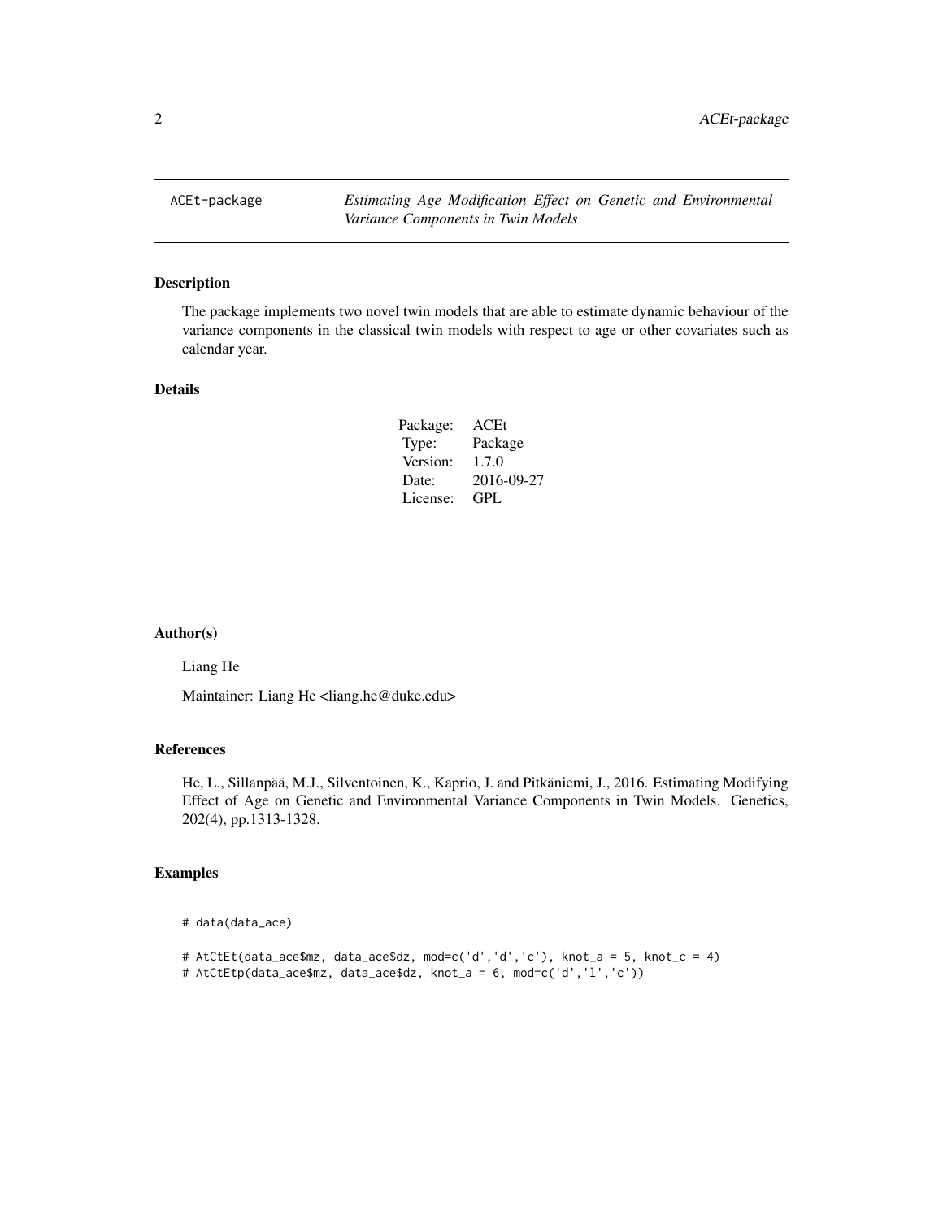# ACEt-package *Estimating Age Modification Effect on Genetic and Environmental Variance Components in Twin Models*

## Description

The package implements two novel twin models that are able to estimate dynamic behaviour of the variance components in the classical twin models with respect to age or other covariates such as calendar year.

## Details

| | |
|---|---|
| Package: | ACEt |
| Type: | Package |
| Version: | 1.7.0 |
| Date: | 2016-09-27 |
| License: | GPL |

## Author(s)

Liang He

Maintainer: Liang He <liang.he@duke.edu>

## References

He, L., Sillanpää, M.J., Silventoinen, K., Kaprio, J. and Pitkäniemi, J., 2016. Estimating Modifying Effect of Age on Genetic and Environmental Variance Components in Twin Models. Genetics, 202(4), pp.1313-1328.

## Examples

```
# data(data_ace)

# AtCtEt(data_ace$mz, data_ace$dz, mod=c('d','d','c'), knot_a = 5, knot_c = 4)
# AtCtEtp(data_ace$mz, data_ace$dz, knot_a = 6, mod=c('d','l','c'))
```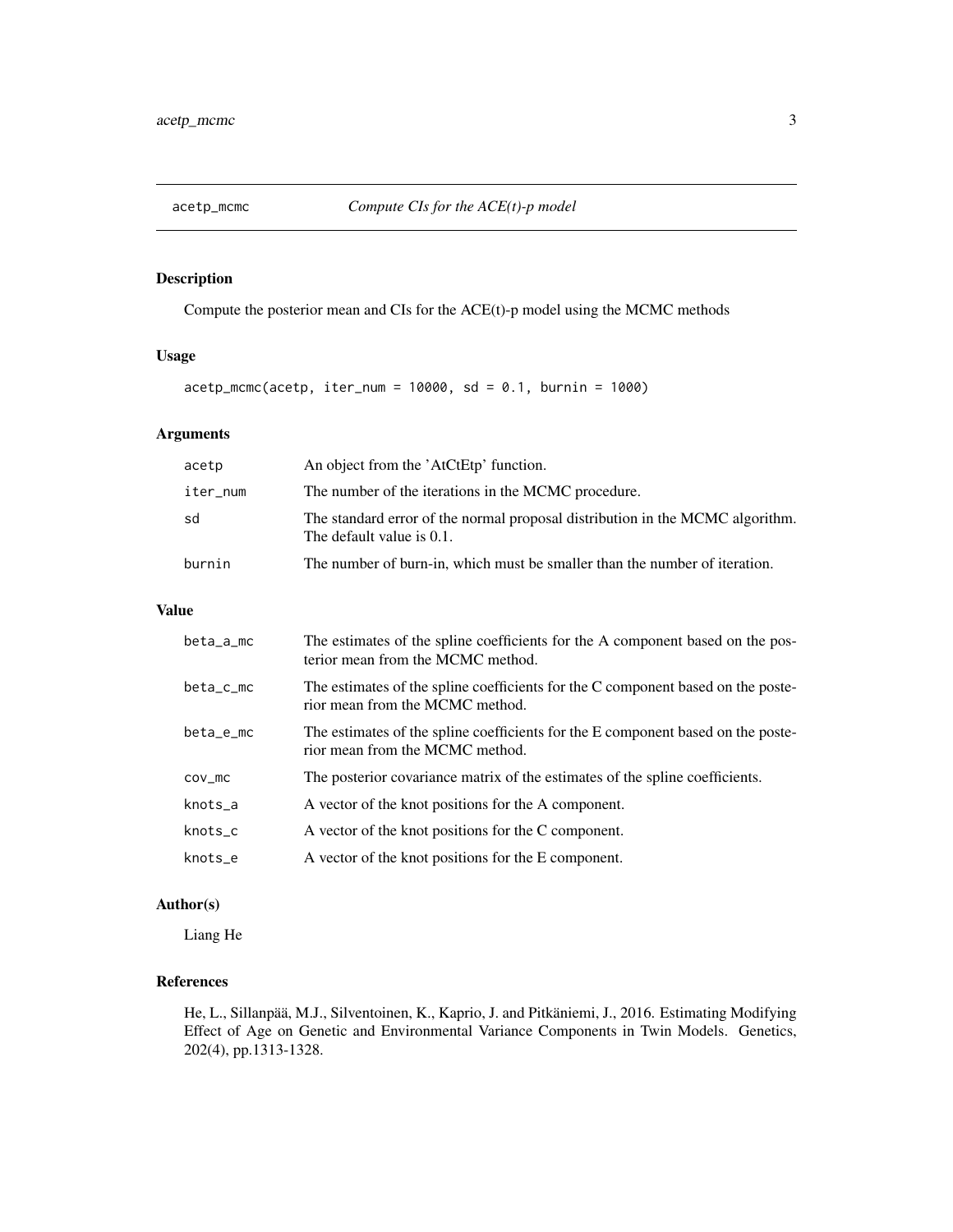acetp_mcmc    *Compute CIs for the ACE(t)-p model*

## Description

Compute the posterior mean and CIs for the ACE(t)-p model using the MCMC methods

## Usage

```
acetp_mcmc(acetp, iter_num = 10000, sd = 0.1, burnin = 1000)
```

## Arguments

| | |
|---|---|
| acetp | An object from the 'AtCtEtp' function. |
| iter_num | The number of the iterations in the MCMC procedure. |
| sd | The standard error of the normal proposal distribution in the MCMC algorithm. The default value is 0.1. |
| burnin | The number of burn-in, which must be smaller than the number of iteration. |

## Value

| | |
|---|---|
| beta_a_mc | The estimates of the spline coefficients for the A component based on the posterior mean from the MCMC method. |
| beta_c_mc | The estimates of the spline coefficients for the C component based on the posterior mean from the MCMC method. |
| beta_e_mc | The estimates of the spline coefficients for the E component based on the posterior mean from the MCMC method. |
| cov_mc | The posterior covariance matrix of the estimates of the spline coefficients. |
| knots_a | A vector of the knot positions for the A component. |
| knots_c | A vector of the knot positions for the C component. |
| knots_e | A vector of the knot positions for the E component. |

## Author(s)

Liang He

## References

He, L., Sillanpää, M.J., Silventoinen, K., Kaprio, J. and Pitkäniemi, J., 2016. Estimating Modifying Effect of Age on Genetic and Environmental Variance Components in Twin Models. Genetics, 202(4), pp.1313-1328.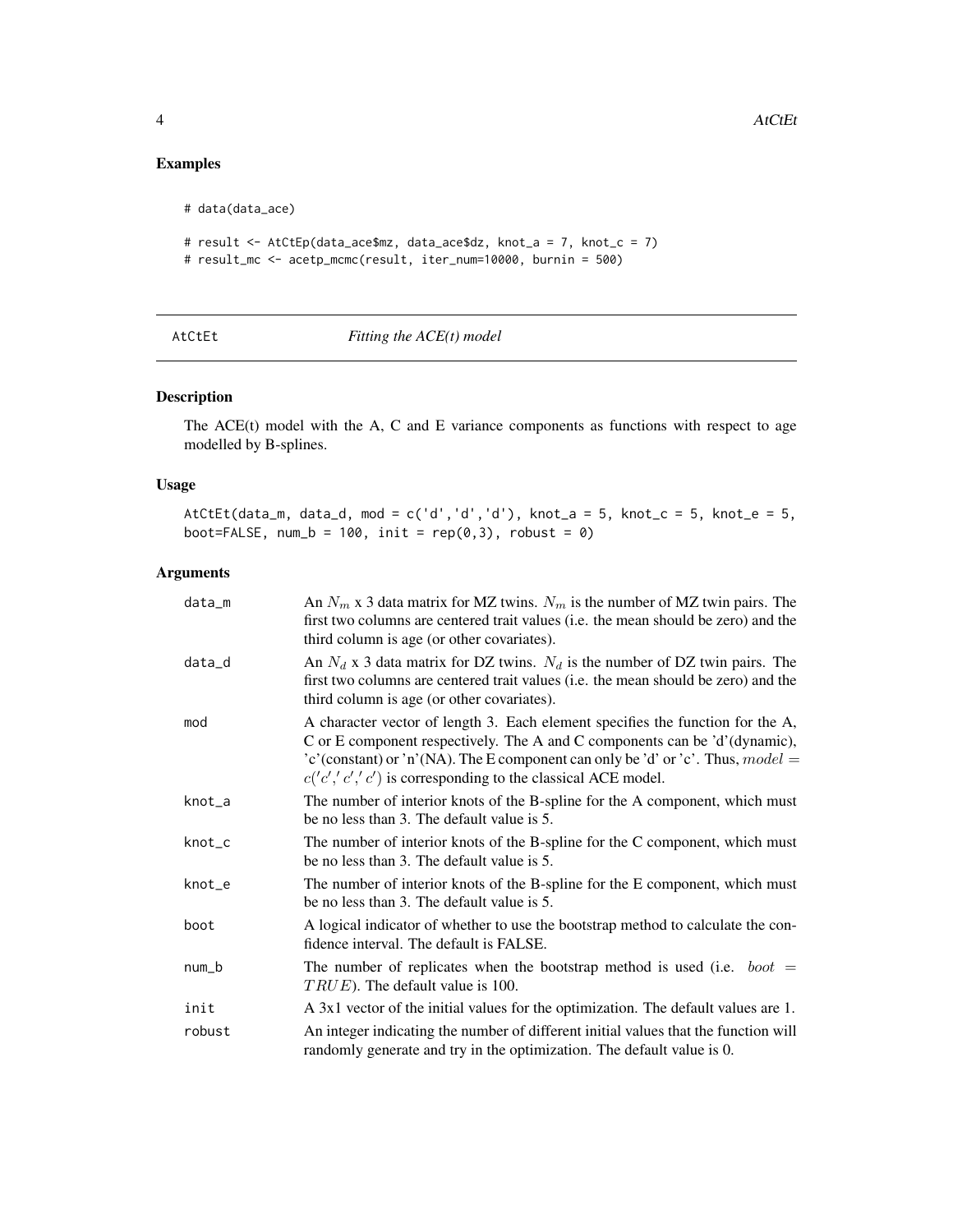## Examples

```
# data(data_ace)

# result <- AtCtEp(data_ace$mz, data_ace$dz, knot_a = 7, knot_c = 7)
# result_mc <- acetp_mcmc(result, iter_num=10000, burnin = 500)
```

---

# AtCtEt *Fitting the ACE(t) model*

---

## Description

The ACE(t) model with the A, C and E variance components as functions with respect to age modelled by B-splines.

## Usage

```
AtCtEt(data_m, data_d, mod = c('d','d','d'), knot_a = 5, knot_c = 5, knot_e = 5,
boot=FALSE, num_b = 100, init = rep(0,3), robust = 0)
```

## Arguments

| | |
|---|---|
| data_m | An $N_m$ x 3 data matrix for MZ twins. $N_m$ is the number of MZ twin pairs. The first two columns are centered trait values (i.e. the mean should be zero) and the third column is age (or other covariates). |
| data_d | An $N_d$ x 3 data matrix for DZ twins. $N_d$ is the number of DZ twin pairs. The first two columns are centered trait values (i.e. the mean should be zero) and the third column is age (or other covariates). |
| mod | A character vector of length 3. Each element specifies the function for the A, C or E component respectively. The A and C components can be 'd'(dynamic), 'c'(constant) or 'n'(NA). The E component can only be 'd' or 'c'. Thus, $model = c('c',' c',' c')$ is corresponding to the classical ACE model. |
| knot_a | The number of interior knots of the B-spline for the A component, which must be no less than 3. The default value is 5. |
| knot_c | The number of interior knots of the B-spline for the C component, which must be no less than 3. The default value is 5. |
| knot_e | The number of interior knots of the B-spline for the E component, which must be no less than 3. The default value is 5. |
| boot | A logical indicator of whether to use the bootstrap method to calculate the confidence interval. The default is FALSE. |
| num_b | The number of replicates when the bootstrap method is used (i.e. $boot = TRUE$). The default value is 100. |
| init | A 3x1 vector of the initial values for the optimization. The default values are 1. |
| robust | An integer indicating the number of different initial values that the function will randomly generate and try in the optimization. The default value is 0. |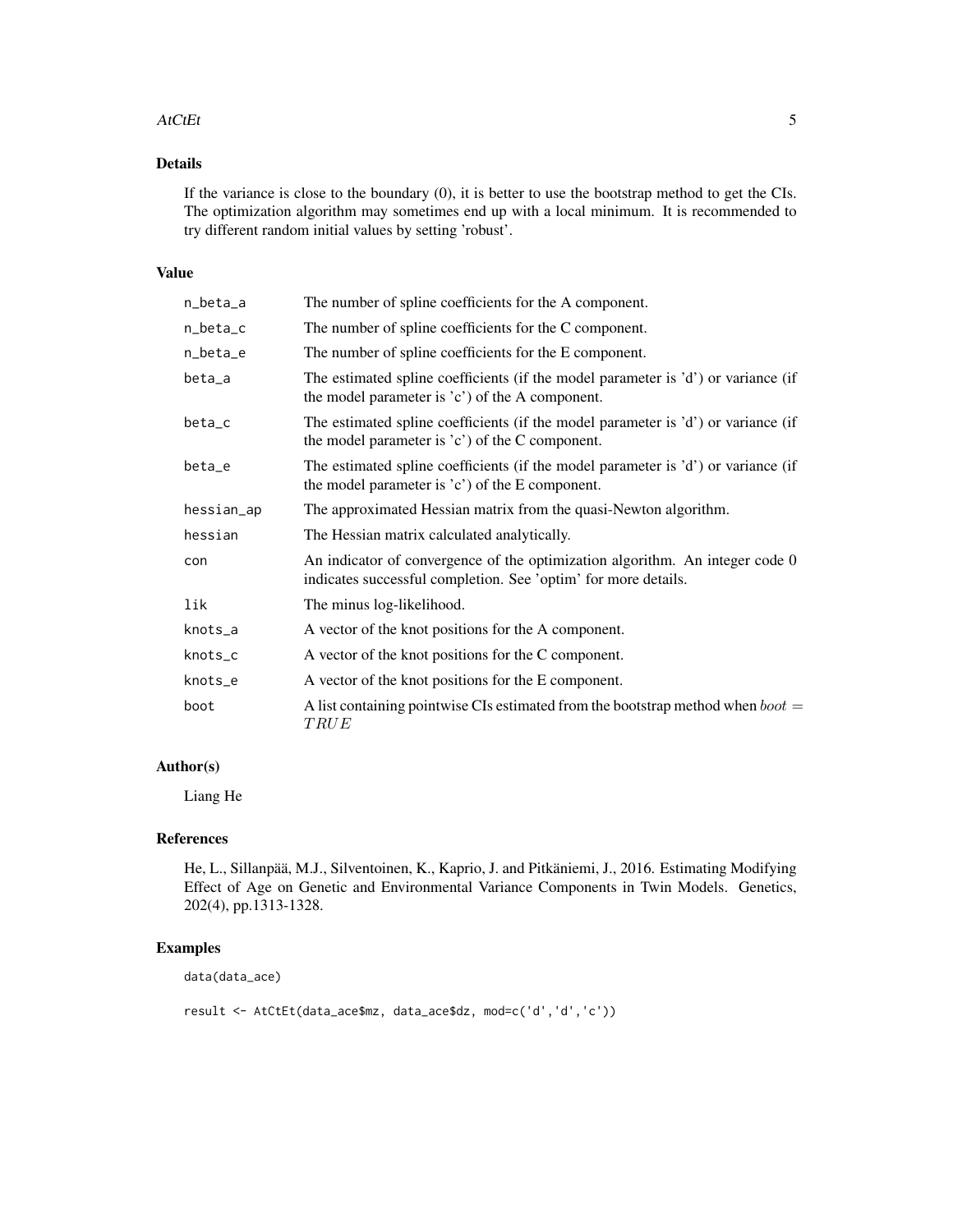## Details

If the variance is close to the boundary (0), it is better to use the bootstrap method to get the CIs. The optimization algorithm may sometimes end up with a local minimum. It is recommended to try different random initial values by setting 'robust'.

## Value

| | |
|---|---|
| `n_beta_a` | The number of spline coefficients for the A component. |
| `n_beta_c` | The number of spline coefficients for the C component. |
| `n_beta_e` | The number of spline coefficients for the E component. |
| `beta_a` | The estimated spline coefficients (if the model parameter is 'd') or variance (if the model parameter is 'c') of the A component. |
| `beta_c` | The estimated spline coefficients (if the model parameter is 'd') or variance (if the model parameter is 'c') of the C component. |
| `beta_e` | The estimated spline coefficients (if the model parameter is 'd') or variance (if the model parameter is 'c') of the E component. |
| `hessian_ap` | The approximated Hessian matrix from the quasi-Newton algorithm. |
| `hessian` | The Hessian matrix calculated analytically. |
| `con` | An indicator of convergence of the optimization algorithm. An integer code 0 indicates successful completion. See 'optim' for more details. |
| `lik` | The minus log-likelihood. |
| `knots_a` | A vector of the knot positions for the A component. |
| `knots_c` | A vector of the knot positions for the C component. |
| `knots_e` | A vector of the knot positions for the E component. |
| `boot` | A list containing pointwise CIs estimated from the bootstrap method when $boot = TRUE$ |

## Author(s)

Liang He

## References

He, L., Sillanpää, M.J., Silventoinen, K., Kaprio, J. and Pitkäniemi, J., 2016. Estimating Modifying Effect of Age on Genetic and Environmental Variance Components in Twin Models. Genetics, 202(4), pp.1313-1328.

## Examples

```
data(data_ace)

result <- AtCtEt(data_ace$mz, data_ace$dz, mod=c('d','d','c'))
```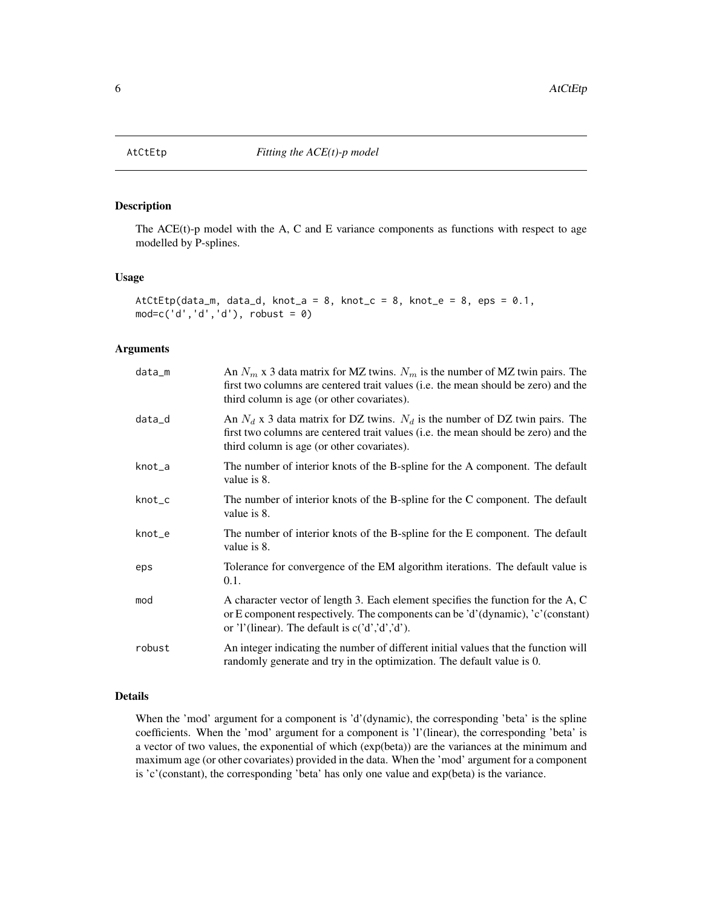AtCtEtp *Fitting the ACE(t)-p model*

## Description

The ACE(t)-p model with the A, C and E variance components as functions with respect to age modelled by P-splines.

## Usage

```
AtCtEtp(data_m, data_d, knot_a = 8, knot_c = 8, knot_e = 8, eps = 0.1,
mod=c('d','d','d'), robust = 0)
```

## Arguments

| | |
|---|---|
| data_m | An $N_m$ x 3 data matrix for MZ twins. $N_m$ is the number of MZ twin pairs. The first two columns are centered trait values (i.e. the mean should be zero) and the third column is age (or other covariates). |
| data_d | An $N_d$ x 3 data matrix for DZ twins. $N_d$ is the number of DZ twin pairs. The first two columns are centered trait values (i.e. the mean should be zero) and the third column is age (or other covariates). |
| knot_a | The number of interior knots of the B-spline for the A component. The default value is 8. |
| knot_c | The number of interior knots of the B-spline for the C component. The default value is 8. |
| knot_e | The number of interior knots of the B-spline for the E component. The default value is 8. |
| eps | Tolerance for convergence of the EM algorithm iterations. The default value is 0.1. |
| mod | A character vector of length 3. Each element specifies the function for the A, C or E component respectively. The components can be 'd'(dynamic), 'c'(constant) or 'l'(linear). The default is c('d','d','d'). |
| robust | An integer indicating the number of different initial values that the function will randomly generate and try in the optimization. The default value is 0. |

## Details

When the 'mod' argument for a component is 'd'(dynamic), the corresponding 'beta' is the spline coefficients. When the 'mod' argument for a component is 'l'(linear), the corresponding 'beta' is a vector of two values, the exponential of which (exp(beta)) are the variances at the minimum and maximum age (or other covariates) provided in the data. When the 'mod' argument for a component is 'c'(constant), the corresponding 'beta' has only one value and exp(beta) is the variance.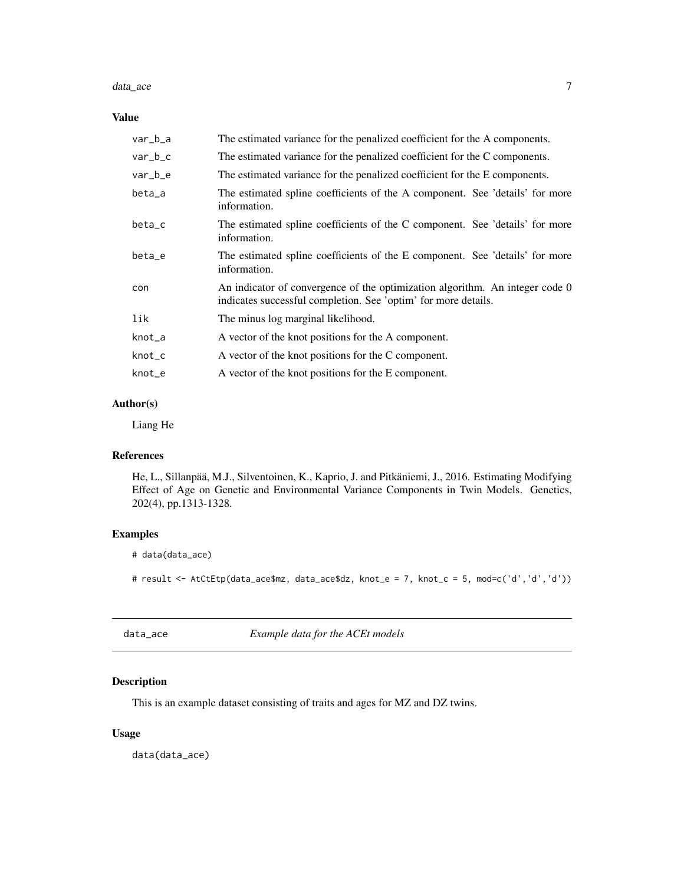### Value

| | |
|---|---|
| var_b_a | The estimated variance for the penalized coefficient for the A components. |
| var_b_c | The estimated variance for the penalized coefficient for the C components. |
| var_b_e | The estimated variance for the penalized coefficient for the E components. |
| beta_a | The estimated spline coefficients of the A component. See 'details' for more information. |
| beta_c | The estimated spline coefficients of the C component. See 'details' for more information. |
| beta_e | The estimated spline coefficients of the E component. See 'details' for more information. |
| con | An indicator of convergence of the optimization algorithm. An integer code 0 indicates successful completion. See 'optim' for more details. |
| lik | The minus log marginal likelihood. |
| knot_a | A vector of the knot positions for the A component. |
| knot_c | A vector of the knot positions for the C component. |
| knot_e | A vector of the knot positions for the E component. |

### Author(s)

Liang He

### References

He, L., Sillanpää, M.J., Silventoinen, K., Kaprio, J. and Pitkäniemi, J., 2016. Estimating Modifying Effect of Age on Genetic and Environmental Variance Components in Twin Models. Genetics, 202(4), pp.1313-1328.

### Examples

```
# data(data_ace)

# result <- AtCtEtp(data_ace$mz, data_ace$dz, knot_e = 7, knot_c = 5, mod=c('d','d','d'))
```

---

## data_ace — *Example data for the ACEt models*

---

### Description

This is an example dataset consisting of traits and ages for MZ and DZ twins.

### Usage

```
data(data_ace)
```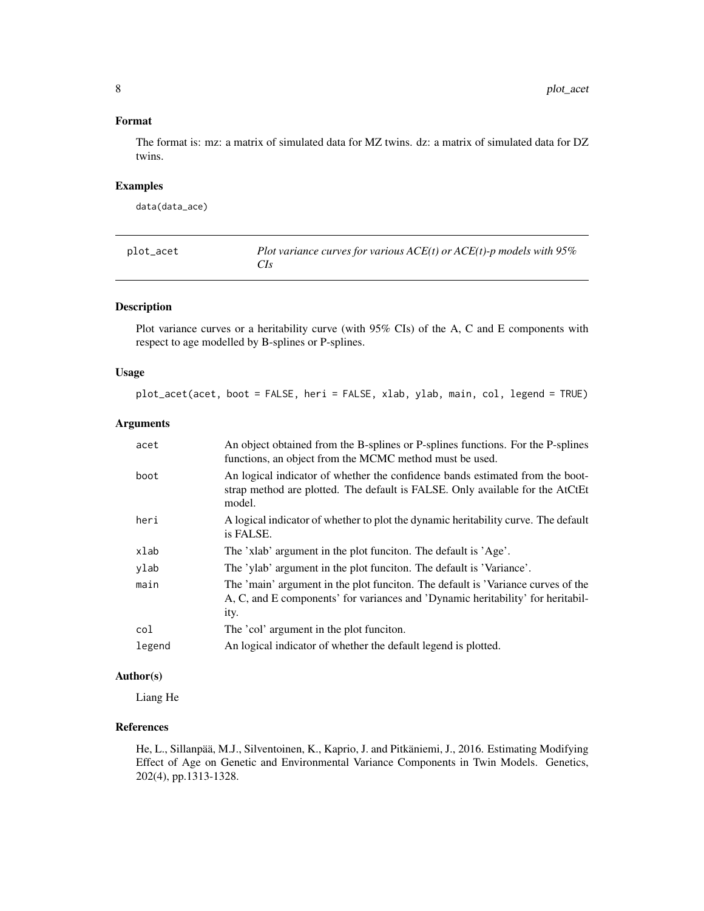### Format

The format is: mz: a matrix of simulated data for MZ twins. dz: a matrix of simulated data for DZ twins.

### Examples

```
data(data_ace)
```

---

| plot_acet | *Plot variance curves for various ACE(t) or ACE(t)-p models with 95% CIs* |
|---|---|

---

### Description

Plot variance curves or a heritability curve (with 95% CIs) of the A, C and E components with respect to age modelled by B-splines or P-splines.

### Usage

```
plot_acet(acet, boot = FALSE, heri = FALSE, xlab, ylab, main, col, legend = TRUE)
```

### Arguments

| | |
|---|---|
| acet | An object obtained from the B-splines or P-splines functions. For the P-splines functions, an object from the MCMC method must be used. |
| boot | An logical indicator of whether the confidence bands estimated from the bootstrap method are plotted. The default is FALSE. Only available for the AtCtEt model. |
| heri | A logical indicator of whether to plot the dynamic heritability curve. The default is FALSE. |
| xlab | The 'xlab' argument in the plot funciton. The default is 'Age'. |
| ylab | The 'ylab' argument in the plot funciton. The default is 'Variance'. |
| main | The 'main' argument in the plot funciton. The default is 'Variance curves of the A, C, and E components' for variances and 'Dynamic heritability' for heritability. |
| col | The 'col' argument in the plot funciton. |
| legend | An logical indicator of whether the default legend is plotted. |

### Author(s)

Liang He

### References

He, L., Sillanpää, M.J., Silventoinen, K., Kaprio, J. and Pitkäniemi, J., 2016. Estimating Modifying Effect of Age on Genetic and Environmental Variance Components in Twin Models. Genetics, 202(4), pp.1313-1328.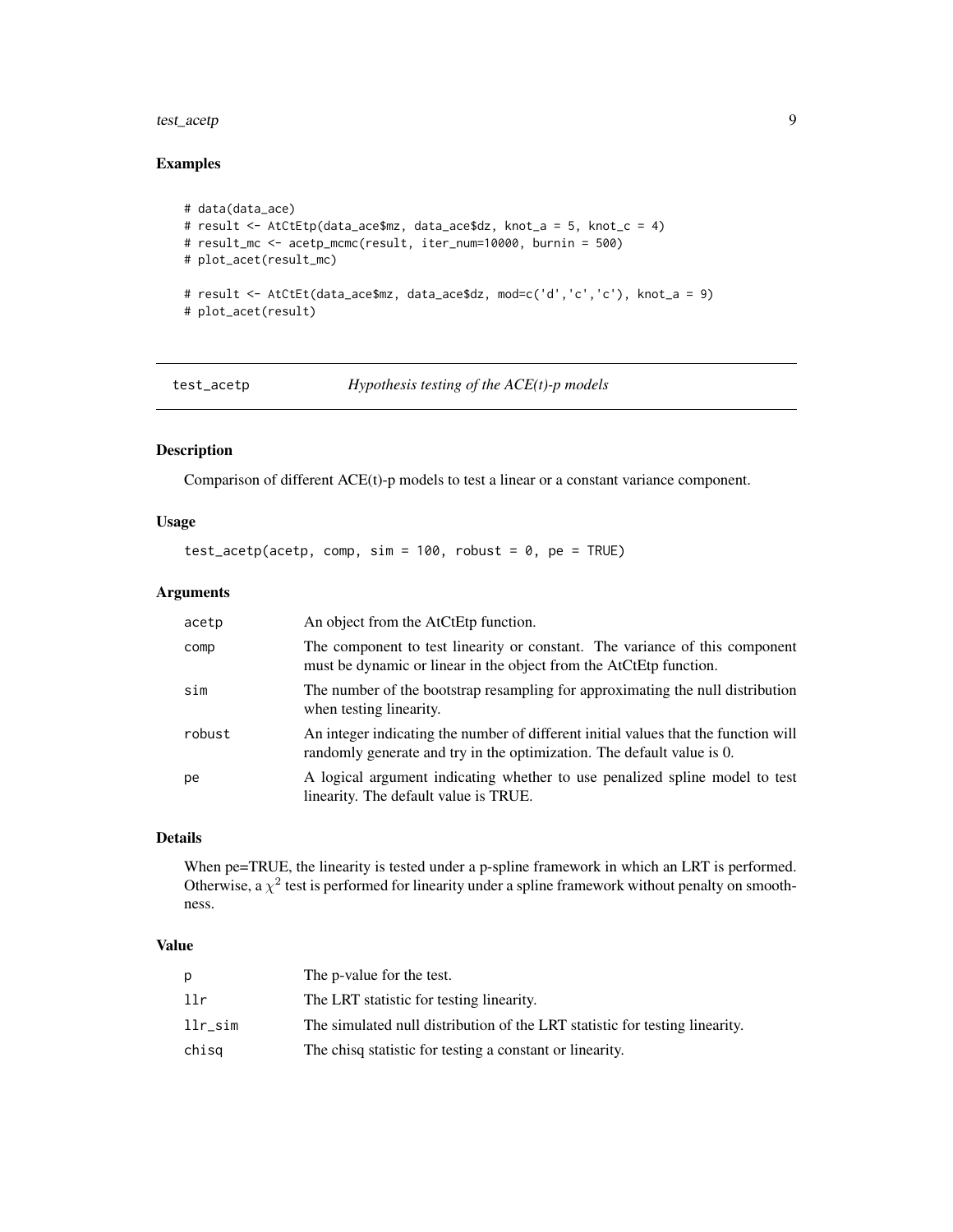## Examples

```
# data(data_ace)
# result <- AtCtEtp(data_ace$mz, data_ace$dz, knot_a = 5, knot_c = 4)
# result_mc <- acetp_mcmc(result, iter_num=10000, burnin = 500)
# plot_acet(result_mc)

# result <- AtCtEt(data_ace$mz, data_ace$dz, mod=c('d','c','c'), knot_a = 9)
# plot_acet(result)
```

---

# test_acetp — *Hypothesis testing of the ACE(t)-p models*

---

## Description

Comparison of different ACE(t)-p models to test a linear or a constant variance component.

## Usage

```
test_acetp(acetp, comp, sim = 100, robust = 0, pe = TRUE)
```

## Arguments

| | |
|---|---|
| `acetp` | An object from the AtCtEtp function. |
| `comp` | The component to test linearity or constant. The variance of this component must be dynamic or linear in the object from the AtCtEtp function. |
| `sim` | The number of the bootstrap resampling for approximating the null distribution when testing linearity. |
| `robust` | An integer indicating the number of different initial values that the function will randomly generate and try in the optimization. The default value is 0. |
| `pe` | A logical argument indicating whether to use penalized spline model to test linearity. The default value is TRUE. |

## Details

When pe=TRUE, the linearity is tested under a p-spline framework in which an LRT is performed. Otherwise, a $\chi^2$ test is performed for linearity under a spline framework without penalty on smoothness.

## Value

| | |
|---|---|
| `p` | The p-value for the test. |
| `llr` | The LRT statistic for testing linearity. |
| `llr_sim` | The simulated null distribution of the LRT statistic for testing linearity. |
| `chisq` | The chisq statistic for testing a constant or linearity. |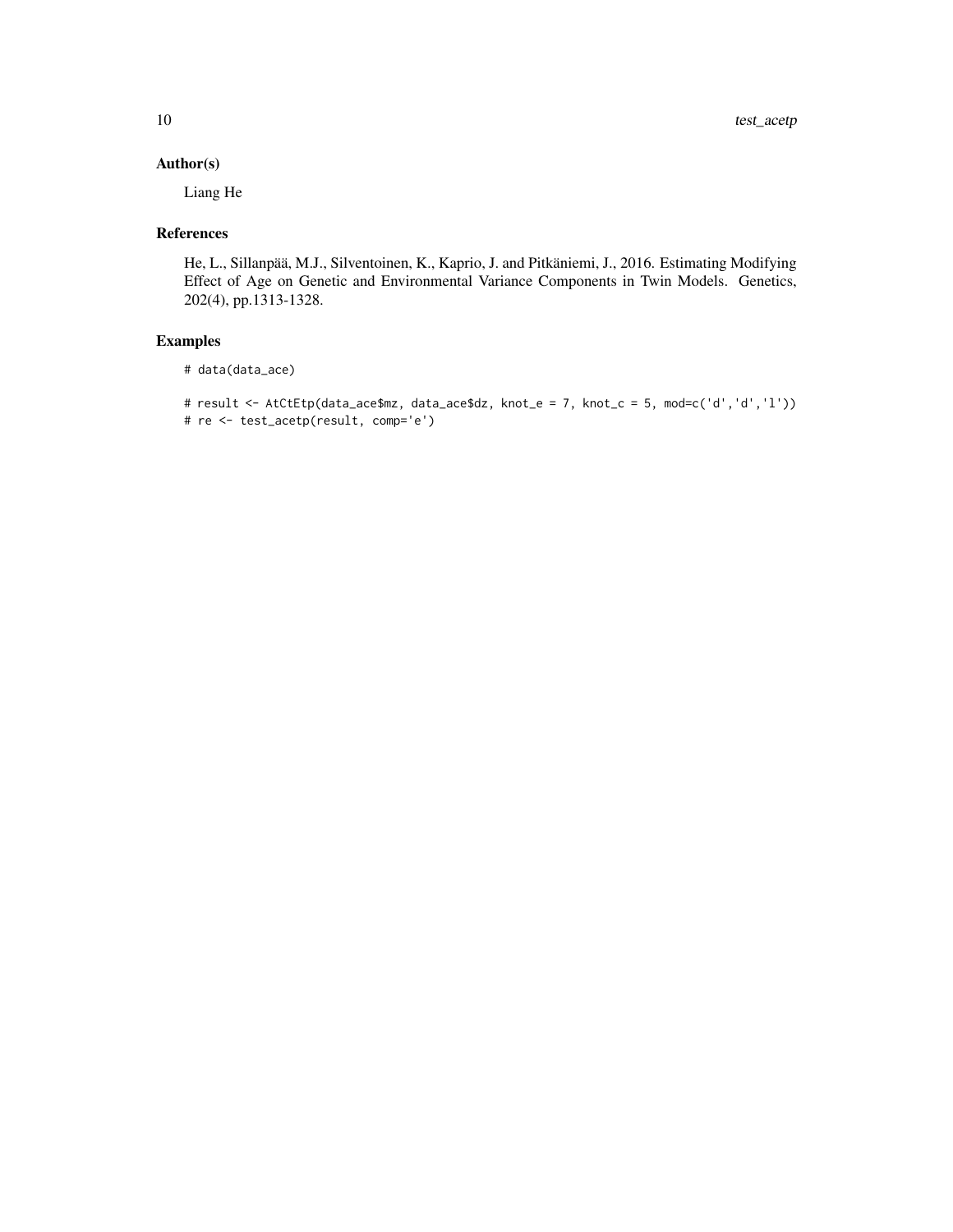## Author(s)

Liang He

## References

He, L., Sillanpää, M.J., Silventoinen, K., Kaprio, J. and Pitkäniemi, J., 2016. Estimating Modifying Effect of Age on Genetic and Environmental Variance Components in Twin Models. Genetics, 202(4), pp.1313-1328.

## Examples

```
# data(data_ace)

# result <- AtCtEtp(data_ace$mz, data_ace$dz, knot_e = 7, knot_c = 5, mod=c('d','d','l'))
# re <- test_acetp(result, comp='e')
```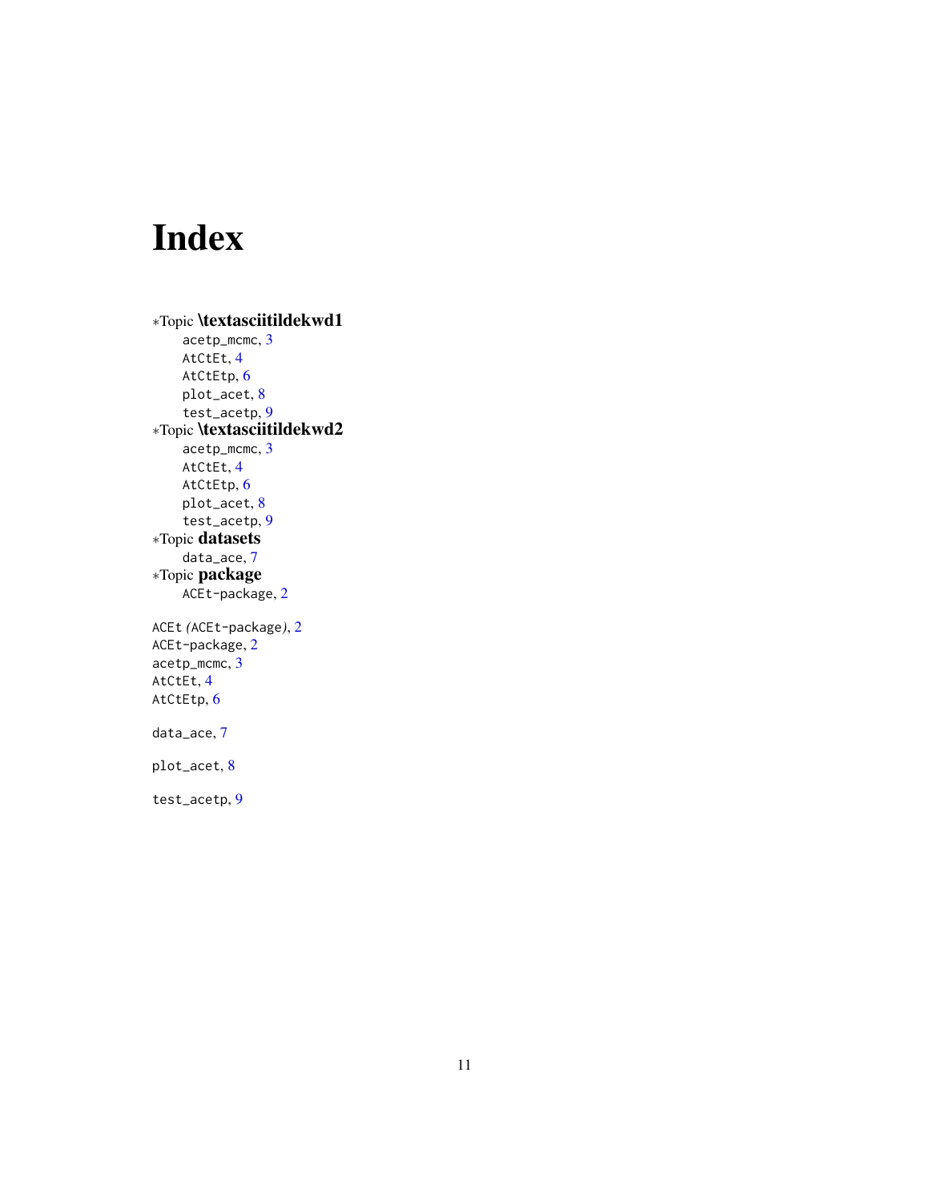# Index

∗Topic **\textasciitildekwd1**
  acetp_mcmc, 3
  AtCtEt, 4
  AtCtEtp, 6
  plot_acet, 8
  test_acetp, 9
∗Topic **\textasciitildekwd2**
  acetp_mcmc, 3
  AtCtEt, 4
  AtCtEtp, 6
  plot_acet, 8
  test_acetp, 9
∗Topic **datasets**
  data_ace, 7
∗Topic **package**
  ACEt-package, 2

ACEt *(*ACEt-package*)*, 2
ACEt-package, 2
acetp_mcmc, 3
AtCtEt, 4
AtCtEtp, 6

data_ace, 7

plot_acet, 8

test_acetp, 9